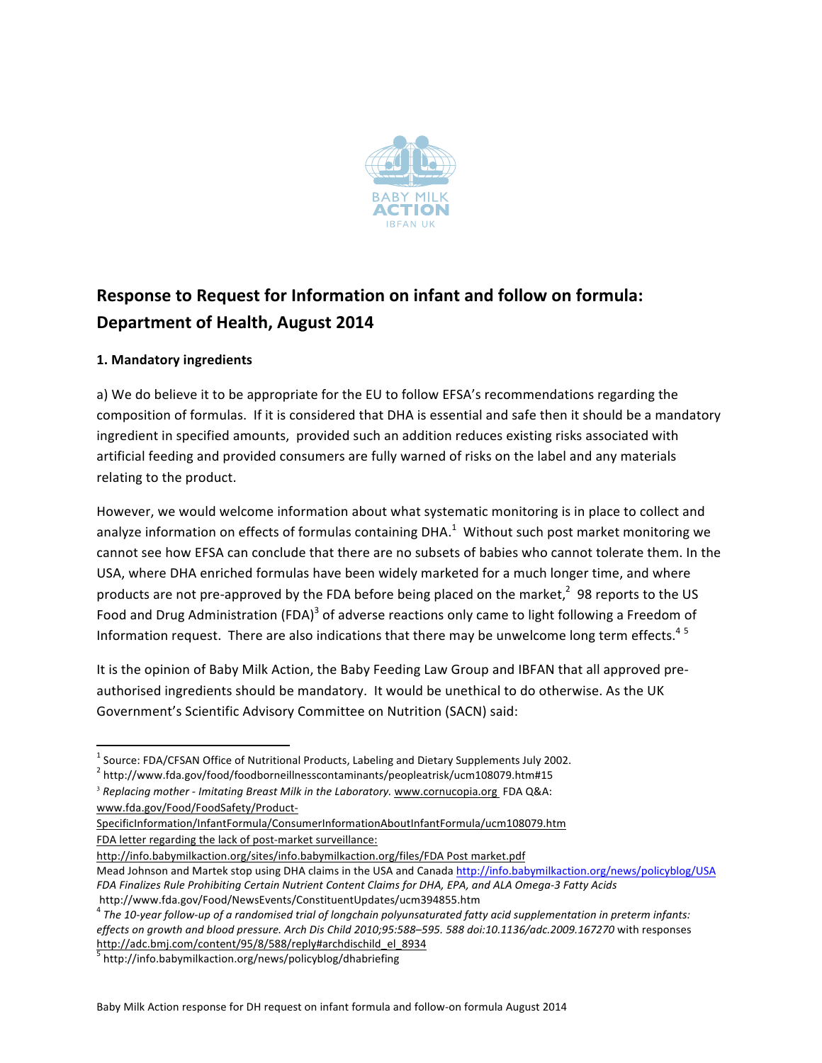# Response to Request for Information on infant and follow on formula: Department of Health, August 2014

### 1. Mandatory ingredients

a) We do believe it to be appropriate for the EU to follow EFSA's recommendations regarding the composition of formulas. If it is considered that DHA is essential and safe then it should be a mandatory ingredient in specified amounts, provided such an addition reduces existing risks associated with artificial feeding and provided consumers are fully warned of risks on the label and any materials relating to the product.

However, we would welcome information about what systematic monitoring is in place to collect and analyze information on effects of formulas containing DHA.[1] Without such post market monitoring we cannot see how EFSA can conclude that there are no subsets of babies who cannot tolerate them. In the USA, where DHA enriched formulas have been widely marketed for a much longer time, and where products are not pre-approved by the FDA before being placed on the market,[2] 98 reports to the US Food and Drug Administration (FDA)[3] of adverse reactions only came to light following a Freedom of Information request. There are also indications that there may be unwelcome long term effects.[4] [5]

It is the opinion of Baby Milk Action, the Baby Feeding Law Group and IBFAN that all approved pre-authorised ingredients should be mandatory. It would be unethical to do otherwise. As the UK Government's Scientific Advisory Committee on Nutrition (SACN) said:

---

[1] Source: FDA/CFSAN Office of Nutritional Products, Labeling and Dietary Supplements July 2002.

[2] http://www.fda.gov/food/foodborneillnesscontaminants/peopleatrisk/ucm108079.htm#15

[3] *Replacing mother - Imitating Breast Milk in the Laboratory.* www.cornucopia.org FDA Q&A: www.fda.gov/Food/FoodSafety/Product-SpecificInformation/InfantFormula/ConsumerInformationAboutInfantFormula/ucm108079.htm
FDA letter regarding the lack of post-market surveillance:
http://info.babymilkaction.org/sites/info.babymilkaction.org/files/FDA Post market.pdf
Mead Johnson and Martek stop using DHA claims in the USA and Canada http://info.babymilkaction.org/news/policyblog/USA
*FDA Finalizes Rule Prohibiting Certain Nutrient Content Claims for DHA, EPA, and ALA Omega-3 Fatty Acids*
http://www.fda.gov/Food/NewsEvents/ConstituentUpdates/ucm394855.htm

[4] *The 10-year follow-up of a randomised trial of longchain polyunsaturated fatty acid supplementation in preterm infants: effects on growth and blood pressure. Arch Dis Child 2010;95:588–595. 588 doi:10.1136/adc.2009.167270* with responses http://adc.bmj.com/content/95/8/588/reply#archdischild_el_8934

[5] http://info.babymilkaction.org/news/policyblog/dhabriefing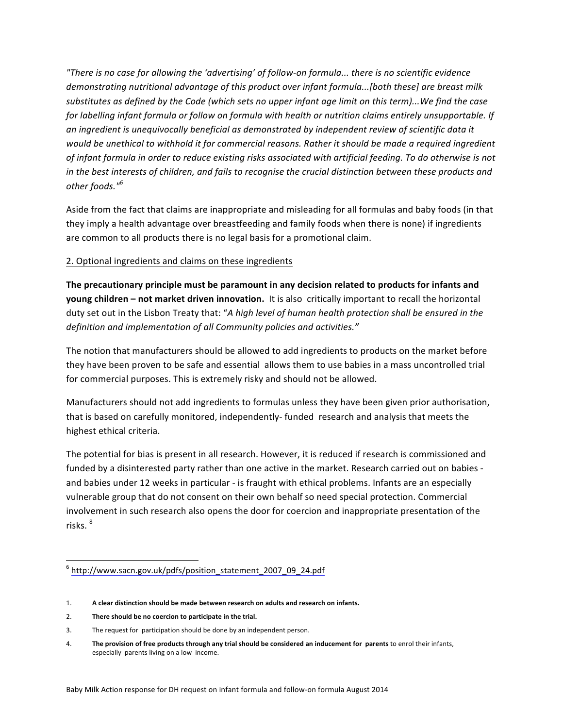*"There is no case for allowing the 'advertising' of follow-on formula... there is no scientific evidence demonstrating nutritional advantage of this product over infant formula...[both these] are breast milk substitutes as defined by the Code (which sets no upper infant age limit on this term)...We find the case for labelling infant formula or follow on formula with health or nutrition claims entirely unsupportable. If an ingredient is unequivocally beneficial as demonstrated by independent review of scientific data it would be unethical to withhold it for commercial reasons. Rather it should be made a required ingredient of infant formula in order to reduce existing risks associated with artificial feeding. To do otherwise is not in the best interests of children, and fails to recognise the crucial distinction between these products and other foods."*[6]

Aside from the fact that claims are inappropriate and misleading for all formulas and baby foods (in that they imply a health advantage over breastfeeding and family foods when there is none) if ingredients are common to all products there is no legal basis for a promotional claim.

2. Optional ingredients and claims on these ingredients

**The precautionary principle must be paramount in any decision related to products for infants and young children – not market driven innovation.** It is also critically important to recall the horizontal duty set out in the Lisbon Treaty that: "*A high level of human health protection shall be ensured in the definition and implementation of all Community policies and activities.*"

The notion that manufacturers should be allowed to add ingredients to products on the market before they have been proven to be safe and essential allows them to use babies in a mass uncontrolled trial for commercial purposes. This is extremely risky and should not be allowed.

Manufacturers should not add ingredients to formulas unless they have been given prior authorisation, that is based on carefully monitored, independently- funded research and analysis that meets the highest ethical criteria.

The potential for bias is present in all research. However, it is reduced if research is commissioned and funded by a disinterested party rather than one active in the market. Research carried out on babies - and babies under 12 weeks in particular - is fraught with ethical problems. Infants are an especially vulnerable group that do not consent on their own behalf so need special protection. Commercial involvement in such research also opens the door for coercion and inappropriate presentation of the risks. [8]

---

[6] http://www.sacn.gov.uk/pdfs/position_statement_2007_09_24.pdf

1. **A clear distinction should be made between research on adults and research on infants.**
2. **There should be no coercion to participate in the trial.**
3. The request for participation should be done by an independent person.
4. **The provision of free products through any trial should be considered an inducement for parents** to enrol their infants, especially parents living on a low income.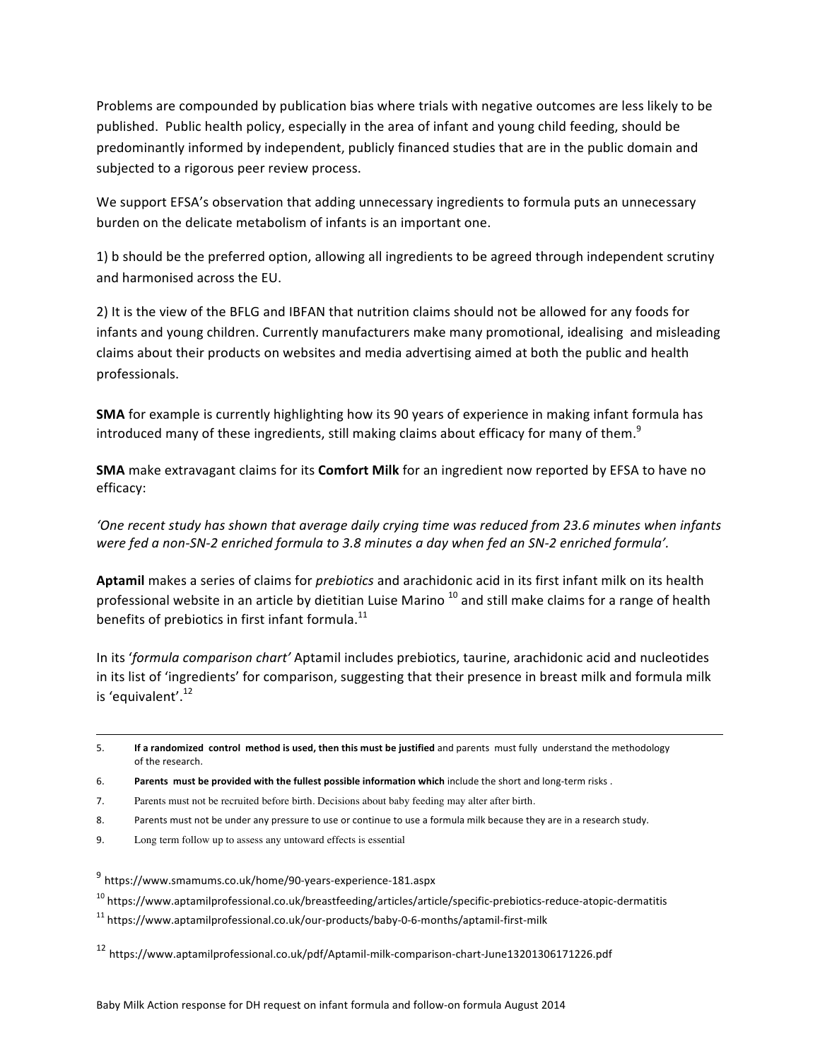Problems are compounded by publication bias where trials with negative outcomes are less likely to be published. Public health policy, especially in the area of infant and young child feeding, should be predominantly informed by independent, publicly financed studies that are in the public domain and subjected to a rigorous peer review process.

We support EFSA's observation that adding unnecessary ingredients to formula puts an unnecessary burden on the delicate metabolism of infants is an important one.

1) b should be the preferred option, allowing all ingredients to be agreed through independent scrutiny and harmonised across the EU.

2) It is the view of the BFLG and IBFAN that nutrition claims should not be allowed for any foods for infants and young children. Currently manufacturers make many promotional, idealising and misleading claims about their products on websites and media advertising aimed at both the public and health professionals.

**SMA** for example is currently highlighting how its 90 years of experience in making infant formula has introduced many of these ingredients, still making claims about efficacy for many of them.[9]

**SMA** make extravagant claims for its **Comfort Milk** for an ingredient now reported by EFSA to have no efficacy:

*'One recent study has shown that average daily crying time was reduced from 23.6 minutes when infants were fed a non-SN-2 enriched formula to 3.8 minutes a day when fed an SN-2 enriched formula'.*

**Aptamil** makes a series of claims for *prebiotics* and arachidonic acid in its first infant milk on its health professional website in an article by dietitian Luise Marino [10] and still make claims for a range of health benefits of prebiotics in first infant formula.[11]

In its '*formula comparison chart*' Aptamil includes prebiotics, taurine, arachidonic acid and nucleotides in its list of 'ingredients' for comparison, suggesting that their presence in breast milk and formula milk is 'equivalent'.[12]

---

5. **If a randomized control method is used, then this must be justified** and parents must fully understand the methodology of the research.
6. **Parents must be provided with the fullest possible information which** include the short and long-term risks .
7. Parents must not be recruited before birth. Decisions about baby feeding may alter after birth.
8. Parents must not be under any pressure to use or continue to use a formula milk because they are in a research study.
9. Long term follow up to assess any untoward effects is essential

[9] https://www.smamums.co.uk/home/90-years-experience-181.aspx

[10] https://www.aptamilprofessional.co.uk/breastfeeding/articles/article/specific-prebiotics-reduce-atopic-dermatitis

[11] https://www.aptamilprofessional.co.uk/our-products/baby-0-6-months/aptamil-first-milk

[12] https://www.aptamilprofessional.co.uk/pdf/Aptamil-milk-comparison-chart-June13201306171226.pdf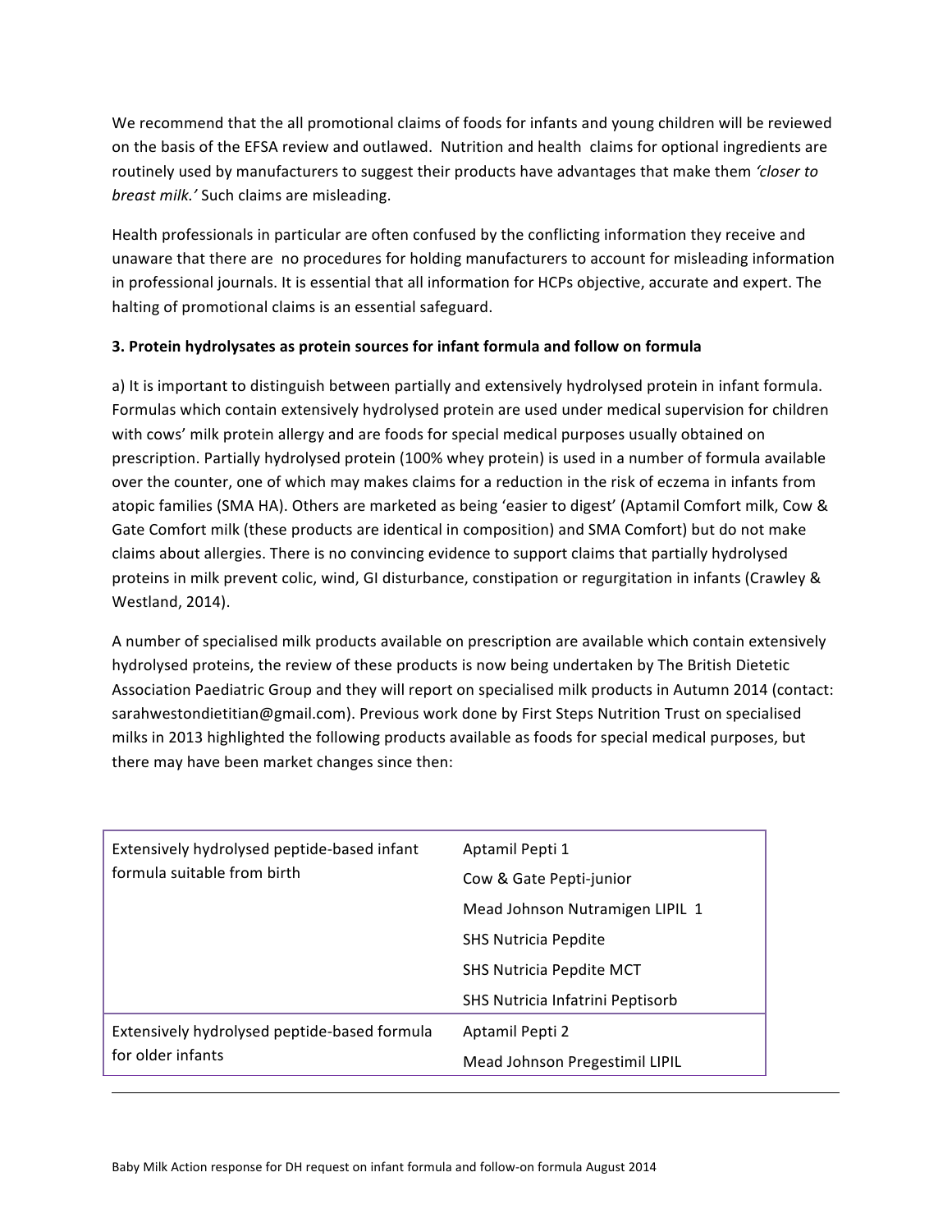We recommend that the all promotional claims of foods for infants and young children will be reviewed on the basis of the EFSA review and outlawed. Nutrition and health claims for optional ingredients are routinely used by manufacturers to suggest their products have advantages that make them *'closer to breast milk.'* Such claims are misleading.

Health professionals in particular are often confused by the conflicting information they receive and unaware that there are no procedures for holding manufacturers to account for misleading information in professional journals. It is essential that all information for HCPs objective, accurate and expert. The halting of promotional claims is an essential safeguard.

**3. Protein hydrolysates as protein sources for infant formula and follow on formula**

a) It is important to distinguish between partially and extensively hydrolysed protein in infant formula. Formulas which contain extensively hydrolysed protein are used under medical supervision for children with cows' milk protein allergy and are foods for special medical purposes usually obtained on prescription. Partially hydrolysed protein (100% whey protein) is used in a number of formula available over the counter, one of which may makes claims for a reduction in the risk of eczema in infants from atopic families (SMA HA). Others are marketed as being 'easier to digest' (Aptamil Comfort milk, Cow & Gate Comfort milk (these products are identical in composition) and SMA Comfort) but do not make claims about allergies. There is no convincing evidence to support claims that partially hydrolysed proteins in milk prevent colic, wind, GI disturbance, constipation or regurgitation in infants (Crawley & Westland, 2014).

A number of specialised milk products available on prescription are available which contain extensively hydrolysed proteins, the review of these products is now being undertaken by The British Dietetic Association Paediatric Group and they will report on specialised milk products in Autumn 2014 (contact: sarahwestondietitian@gmail.com). Previous work done by First Steps Nutrition Trust on specialised milks in 2013 highlighted the following products available as foods for special medical purposes, but there may have been market changes since then:

| | |
|---|---|
| Extensively hydrolysed peptide-based infant formula suitable from birth | Aptamil Pepti 1<br>Cow & Gate Pepti-junior<br>Mead Johnson Nutramigen LIPIL 1<br>SHS Nutricia Pepdite<br>SHS Nutricia Pepdite MCT<br>SHS Nutricia Infatrini Peptisorb |
| Extensively hydrolysed peptide-based formula for older infants | Aptamil Pepti 2<br>Mead Johnson Pregestimil LIPIL |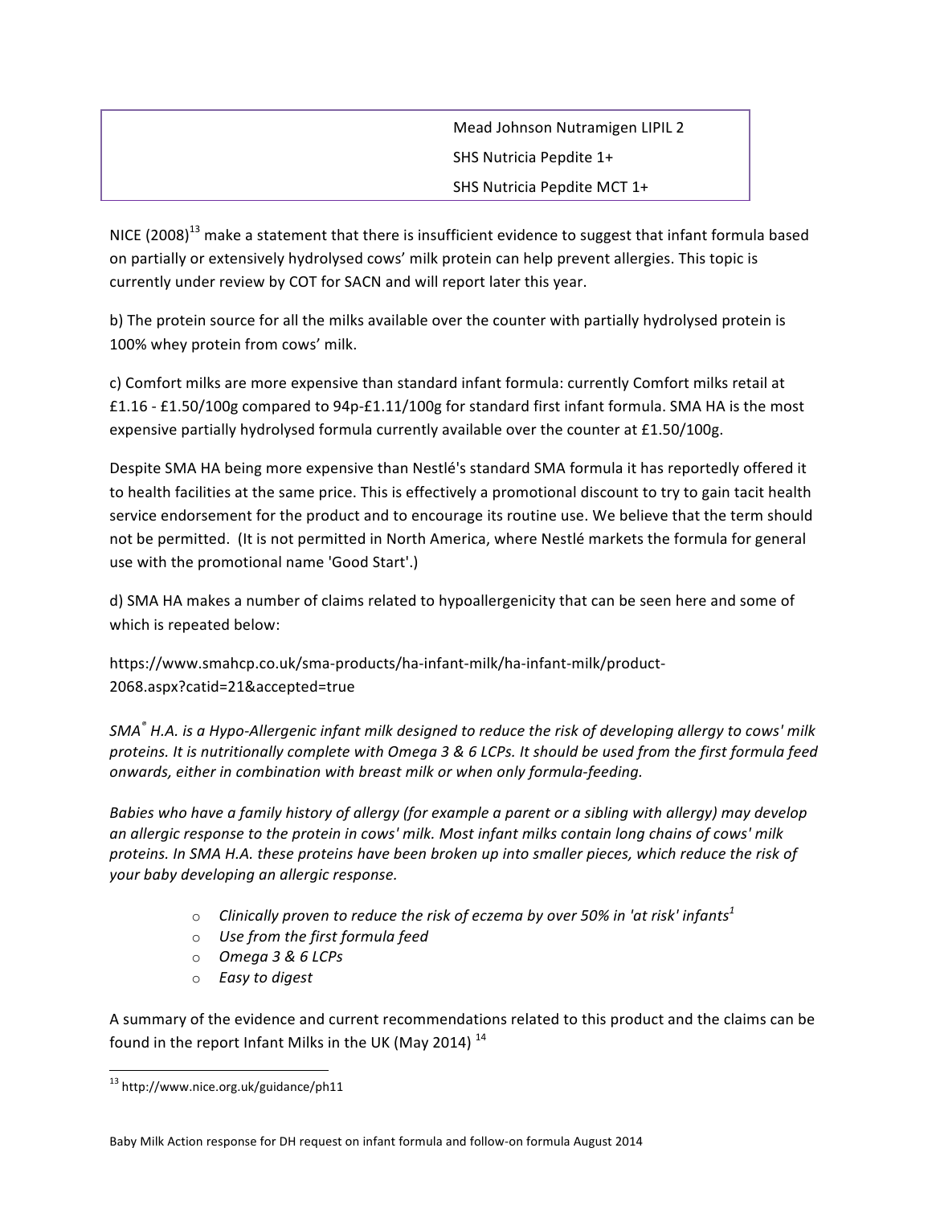| | |
|---|---|
| | Mead Johnson Nutramigen LIPIL 2 |
| | SHS Nutricia Pepdite 1+ |
| | SHS Nutricia Pepdite MCT 1+ |

NICE (2008)[13] make a statement that there is insufficient evidence to suggest that infant formula based on partially or extensively hydrolysed cows' milk protein can help prevent allergies. This topic is currently under review by COT for SACN and will report later this year.

b) The protein source for all the milks available over the counter with partially hydrolysed protein is 100% whey protein from cows' milk.

c) Comfort milks are more expensive than standard infant formula: currently Comfort milks retail at £1.16 - £1.50/100g compared to 94p-£1.11/100g for standard first infant formula. SMA HA is the most expensive partially hydrolysed formula currently available over the counter at £1.50/100g.

Despite SMA HA being more expensive than Nestlé's standard SMA formula it has reportedly offered it to health facilities at the same price. This is effectively a promotional discount to try to gain tacit health service endorsement for the product and to encourage its routine use. We believe that the term should not be permitted. (It is not permitted in North America, where Nestlé markets the formula for general use with the promotional name 'Good Start'.)

d) SMA HA makes a number of claims related to hypoallergenicity that can be seen here and some of which is repeated below:

https://www.smahcp.co.uk/sma-products/ha-infant-milk/ha-infant-milk/product-2068.aspx?catid=21&accepted=true

*SMA® H.A. is a Hypo-Allergenic infant milk designed to reduce the risk of developing allergy to cows' milk proteins. It is nutritionally complete with Omega 3 & 6 LCPs. It should be used from the first formula feed onwards, either in combination with breast milk or when only formula-feeding.*

*Babies who have a family history of allergy (for example a parent or a sibling with allergy) may develop an allergic response to the protein in cows' milk. Most infant milks contain long chains of cows' milk proteins. In SMA H.A. these proteins have been broken up into smaller pieces, which reduce the risk of your baby developing an allergic response.*

- *Clinically proven to reduce the risk of eczema by over 50% in 'at risk' infants[1]*
- *Use from the first formula feed*
- *Omega 3 & 6 LCPs*
- *Easy to digest*

A summary of the evidence and current recommendations related to this product and the claims can be found in the report Infant Milks in the UK (May 2014) [14]

[13] http://www.nice.org.uk/guidance/ph11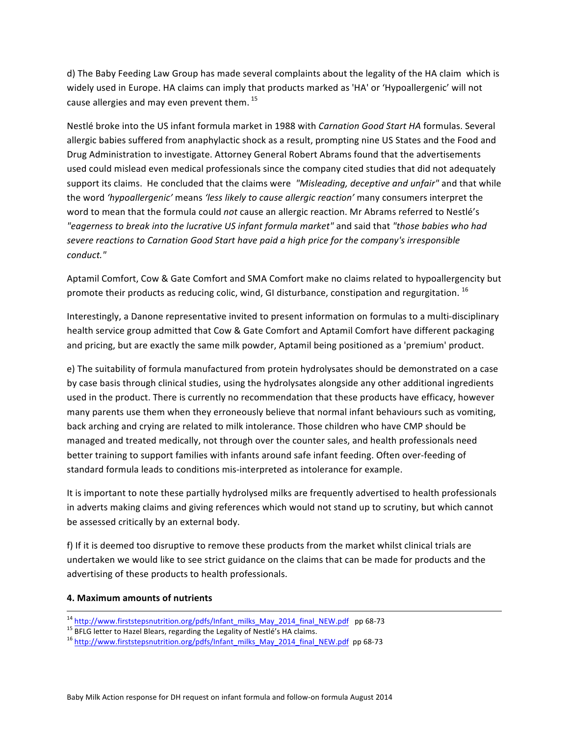d) The Baby Feeding Law Group has made several complaints about the legality of the HA claim which is widely used in Europe. HA claims can imply that products marked as 'HA' or 'Hypoallergenic' will not cause allergies and may even prevent them. [15]

Nestlé broke into the US infant formula market in 1988 with *Carnation Good Start HA* formulas. Several allergic babies suffered from anaphylactic shock as a result, prompting nine US States and the Food and Drug Administration to investigate. Attorney General Robert Abrams found that the advertisements used could mislead even medical professionals since the company cited studies that did not adequately support its claims. He concluded that the claims were *"Misleading, deceptive and unfair"* and that while the word *'hypoallergenic'* means *'less likely to cause allergic reaction'* many consumers interpret the word to mean that the formula could *not* cause an allergic reaction. Mr Abrams referred to Nestlé's *"eagerness to break into the lucrative US infant formula market"* and said that *"those babies who had severe reactions to Carnation Good Start have paid a high price for the company's irresponsible conduct."*

Aptamil Comfort, Cow & Gate Comfort and SMA Comfort make no claims related to hypoallergencity but promote their products as reducing colic, wind, GI disturbance, constipation and regurgitation. [16]

Interestingly, a Danone representative invited to present information on formulas to a multi-disciplinary health service group admitted that Cow & Gate Comfort and Aptamil Comfort have different packaging and pricing, but are exactly the same milk powder, Aptamil being positioned as a 'premium' product.

e) The suitability of formula manufactured from protein hydrolysates should be demonstrated on a case by case basis through clinical studies, using the hydrolysates alongside any other additional ingredients used in the product. There is currently no recommendation that these products have efficacy, however many parents use them when they erroneously believe that normal infant behaviours such as vomiting, back arching and crying are related to milk intolerance. Those children who have CMP should be managed and treated medically, not through over the counter sales, and health professionals need better training to support families with infants around safe infant feeding. Often over-feeding of standard formula leads to conditions mis-interpreted as intolerance for example.

It is important to note these partially hydrolysed milks are frequently advertised to health professionals in adverts making claims and giving references which would not stand up to scrutiny, but which cannot be assessed critically by an external body.

f) If it is deemed too disruptive to remove these products from the market whilst clinical trials are undertaken we would like to see strict guidance on the claims that can be made for products and the advertising of these products to health professionals.

**4. Maximum amounts of nutrients**

---

[14] http://www.firststepsnutrition.org/pdfs/Infant_milks_May_2014_final_NEW.pdf pp 68-73

[15] BFLG letter to Hazel Blears, regarding the Legality of Nestlé's HA claims.

[16] http://www.firststepsnutrition.org/pdfs/Infant_milks_May_2014_final_NEW.pdf pp 68-73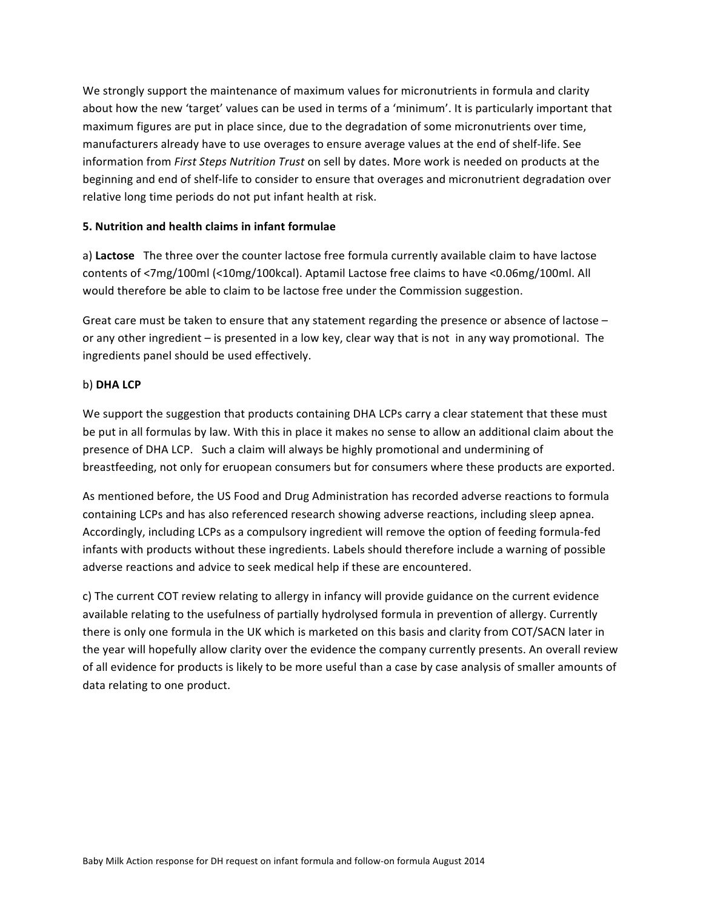We strongly support the maintenance of maximum values for micronutrients in formula and clarity about how the new 'target' values can be used in terms of a 'minimum'. It is particularly important that maximum figures are put in place since, due to the degradation of some micronutrients over time, manufacturers already have to use overages to ensure average values at the end of shelf-life. See information from *First Steps Nutrition Trust* on sell by dates. More work is needed on products at the beginning and end of shelf-life to consider to ensure that overages and micronutrient degradation over relative long time periods do not put infant health at risk.

**5. Nutrition and health claims in infant formulae**

a) **Lactose** The three over the counter lactose free formula currently available claim to have lactose contents of <7mg/100ml (<10mg/100kcal). Aptamil Lactose free claims to have <0.06mg/100ml. All would therefore be able to claim to be lactose free under the Commission suggestion.

Great care must be taken to ensure that any statement regarding the presence or absence of lactose – or any other ingredient – is presented in a low key, clear way that is not in any way promotional. The ingredients panel should be used effectively.

b) **DHA LCP**

We support the suggestion that products containing DHA LCPs carry a clear statement that these must be put in all formulas by law. With this in place it makes no sense to allow an additional claim about the presence of DHA LCP. Such a claim will always be highly promotional and undermining of breastfeeding, not only for eruopean consumers but for consumers where these products are exported.

As mentioned before, the US Food and Drug Administration has recorded adverse reactions to formula containing LCPs and has also referenced research showing adverse reactions, including sleep apnea. Accordingly, including LCPs as a compulsory ingredient will remove the option of feeding formula-fed infants with products without these ingredients. Labels should therefore include a warning of possible adverse reactions and advice to seek medical help if these are encountered.

c) The current COT review relating to allergy in infancy will provide guidance on the current evidence available relating to the usefulness of partially hydrolysed formula in prevention of allergy. Currently there is only one formula in the UK which is marketed on this basis and clarity from COT/SACN later in the year will hopefully allow clarity over the evidence the company currently presents. An overall review of all evidence for products is likely to be more useful than a case by case analysis of smaller amounts of data relating to one product.